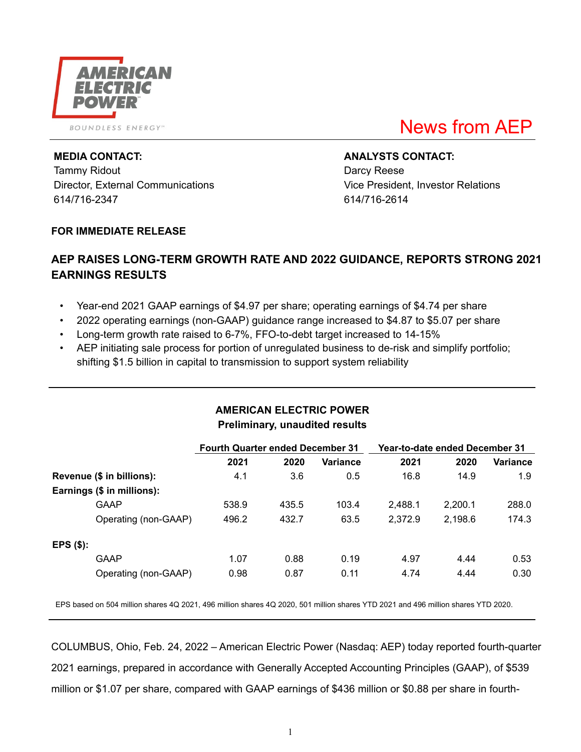AMERICAN ELECTRIC POWER

BOUNDLESS ENERGY℠

News from AEP

**MEDIA CONTACT:**
Tammy Ridout
Director, External Communications
614/716-2347

**ANALYSTS CONTACT:**
Darcy Reese
Vice President, Investor Relations
614/716-2614

**FOR IMMEDIATE RELEASE**

## AEP RAISES LONG-TERM GROWTH RATE AND 2022 GUIDANCE, REPORTS STRONG 2021 EARNINGS RESULTS

- Year-end 2021 GAAP earnings of $4.97 per share; operating earnings of $4.74 per share
- 2022 operating earnings (non-GAAP) guidance range increased to $4.87 to $5.07 per share
- Long-term growth rate raised to 6-7%, FFO-to-debt target increased to 14-15%
- AEP initiating sale process for portion of unregulated business to de-risk and simplify portfolio; shifting $1.5 billion in capital to transmission to support system reliability

**AMERICAN ELECTRIC POWER**
**Preliminary, unaudited results**

| | Fourth Quarter ended December 31 | | | Year-to-date ended December 31 | | |
|---|---|---|---|---|---|---|
| | 2021 | 2020 | Variance | 2021 | 2020 | Variance |
| **Revenue ($ in billions):** | 4.1 | 3.6 | 0.5 | 16.8 | 14.9 | 1.9 |
| **Earnings ($ in millions):** | | | | | | |
| GAAP | 538.9 | 435.5 | 103.4 | 2,488.1 | 2,200.1 | 288.0 |
| Operating (non-GAAP) | 496.2 | 432.7 | 63.5 | 2,372.9 | 2,198.6 | 174.3 |
| **EPS ($):** | | | | | | |
| GAAP | 1.07 | 0.88 | 0.19 | 4.97 | 4.44 | 0.53 |
| Operating (non-GAAP) | 0.98 | 0.87 | 0.11 | 4.74 | 4.44 | 0.30 |

EPS based on 504 million shares 4Q 2021, 496 million shares 4Q 2020, 501 million shares YTD 2021 and 496 million shares YTD 2020.

COLUMBUS, Ohio, Feb. 24, 2022 – American Electric Power (Nasdaq: AEP) today reported fourth-quarter 2021 earnings, prepared in accordance with Generally Accepted Accounting Principles (GAAP), of $539 million or $1.07 per share, compared with GAAP earnings of $436 million or $0.88 per share in fourth-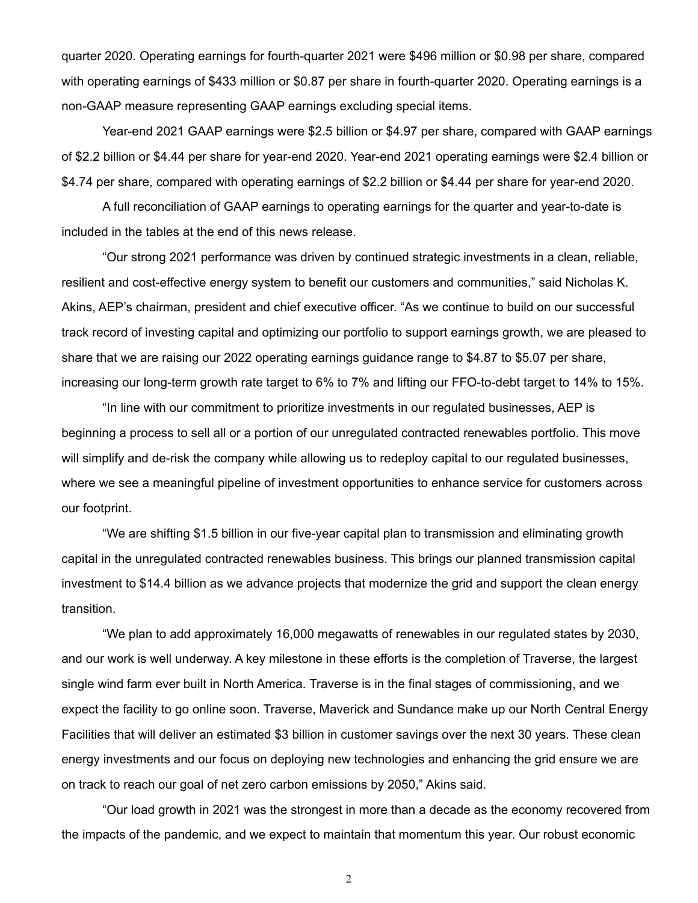quarter 2020. Operating earnings for fourth-quarter 2021 were $496 million or $0.98 per share, compared with operating earnings of $433 million or $0.87 per share in fourth-quarter 2020. Operating earnings is a non-GAAP measure representing GAAP earnings excluding special items.

Year-end 2021 GAAP earnings were $2.5 billion or $4.97 per share, compared with GAAP earnings of $2.2 billion or $4.44 per share for year-end 2020. Year-end 2021 operating earnings were $2.4 billion or $4.74 per share, compared with operating earnings of $2.2 billion or $4.44 per share for year-end 2020.

A full reconciliation of GAAP earnings to operating earnings for the quarter and year-to-date is included in the tables at the end of this news release.

"Our strong 2021 performance was driven by continued strategic investments in a clean, reliable, resilient and cost-effective energy system to benefit our customers and communities," said Nicholas K. Akins, AEP's chairman, president and chief executive officer. "As we continue to build on our successful track record of investing capital and optimizing our portfolio to support earnings growth, we are pleased to share that we are raising our 2022 operating earnings guidance range to $4.87 to $5.07 per share, increasing our long-term growth rate target to 6% to 7% and lifting our FFO-to-debt target to 14% to 15%.

"In line with our commitment to prioritize investments in our regulated businesses, AEP is beginning a process to sell all or a portion of our unregulated contracted renewables portfolio. This move will simplify and de-risk the company while allowing us to redeploy capital to our regulated businesses, where we see a meaningful pipeline of investment opportunities to enhance service for customers across our footprint.

"We are shifting $1.5 billion in our five-year capital plan to transmission and eliminating growth capital in the unregulated contracted renewables business. This brings our planned transmission capital investment to $14.4 billion as we advance projects that modernize the grid and support the clean energy transition.

"We plan to add approximately 16,000 megawatts of renewables in our regulated states by 2030, and our work is well underway. A key milestone in these efforts is the completion of Traverse, the largest single wind farm ever built in North America. Traverse is in the final stages of commissioning, and we expect the facility to go online soon. Traverse, Maverick and Sundance make up our North Central Energy Facilities that will deliver an estimated $3 billion in customer savings over the next 30 years. These clean energy investments and our focus on deploying new technologies and enhancing the grid ensure we are on track to reach our goal of net zero carbon emissions by 2050," Akins said.

"Our load growth in 2021 was the strongest in more than a decade as the economy recovered from the impacts of the pandemic, and we expect to maintain that momentum this year. Our robust economic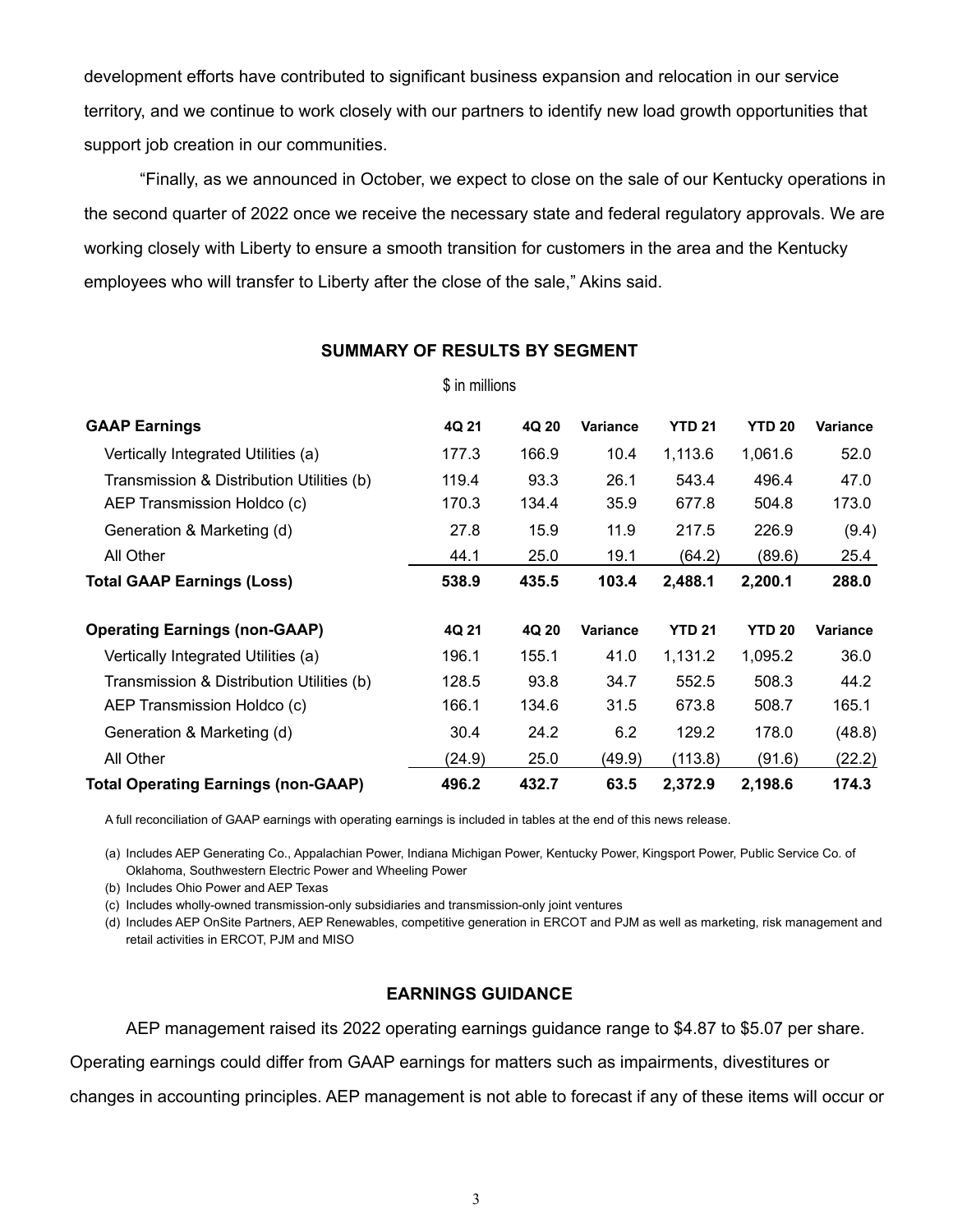development efforts have contributed to significant business expansion and relocation in our service territory, and we continue to work closely with our partners to identify new load growth opportunities that support job creation in our communities.

"Finally, as we announced in October, we expect to close on the sale of our Kentucky operations in the second quarter of 2022 once we receive the necessary state and federal regulatory approvals. We are working closely with Liberty to ensure a smooth transition for customers in the area and the Kentucky employees who will transfer to Liberty after the close of the sale," Akins said.

## SUMMARY OF RESULTS BY SEGMENT

$ in millions

| GAAP Earnings | 4Q 21 | 4Q 20 | Variance | YTD 21 | YTD 20 | Variance |
|---|---|---|---|---|---|---|
| Vertically Integrated Utilities (a) | 177.3 | 166.9 | 10.4 | 1,113.6 | 1,061.6 | 52.0 |
| Transmission & Distribution Utilities (b) | 119.4 | 93.3 | 26.1 | 543.4 | 496.4 | 47.0 |
| AEP Transmission Holdco (c) | 170.3 | 134.4 | 35.9 | 677.8 | 504.8 | 173.0 |
| Generation & Marketing (d) | 27.8 | 15.9 | 11.9 | 217.5 | 226.9 | (9.4) |
| All Other | 44.1 | 25.0 | 19.1 | (64.2) | (89.6) | 25.4 |
| **Total GAAP Earnings (Loss)** | **538.9** | **435.5** | **103.4** | **2,488.1** | **2,200.1** | **288.0** |
| | | | | | | |
| **Operating Earnings (non-GAAP)** | **4Q 21** | **4Q 20** | **Variance** | **YTD 21** | **YTD 20** | **Variance** |
| Vertically Integrated Utilities (a) | 196.1 | 155.1 | 41.0 | 1,131.2 | 1,095.2 | 36.0 |
| Transmission & Distribution Utilities (b) | 128.5 | 93.8 | 34.7 | 552.5 | 508.3 | 44.2 |
| AEP Transmission Holdco (c) | 166.1 | 134.6 | 31.5 | 673.8 | 508.7 | 165.1 |
| Generation & Marketing (d) | 30.4 | 24.2 | 6.2 | 129.2 | 178.0 | (48.8) |
| All Other | (24.9) | 25.0 | (49.9) | (113.8) | (91.6) | (22.2) |
| **Total Operating Earnings (non-GAAP)** | **496.2** | **432.7** | **63.5** | **2,372.9** | **2,198.6** | **174.3** |

A full reconciliation of GAAP earnings with operating earnings is included in tables at the end of this news release.

(a) Includes AEP Generating Co., Appalachian Power, Indiana Michigan Power, Kentucky Power, Kingsport Power, Public Service Co. of Oklahoma, Southwestern Electric Power and Wheeling Power

(b) Includes Ohio Power and AEP Texas

(c) Includes wholly-owned transmission-only subsidiaries and transmission-only joint ventures

(d) Includes AEP OnSite Partners, AEP Renewables, competitive generation in ERCOT and PJM as well as marketing, risk management and retail activities in ERCOT, PJM and MISO

## EARNINGS GUIDANCE

AEP management raised its 2022 operating earnings guidance range to $4.87 to $5.07 per share. Operating earnings could differ from GAAP earnings for matters such as impairments, divestitures or changes in accounting principles. AEP management is not able to forecast if any of these items will occur or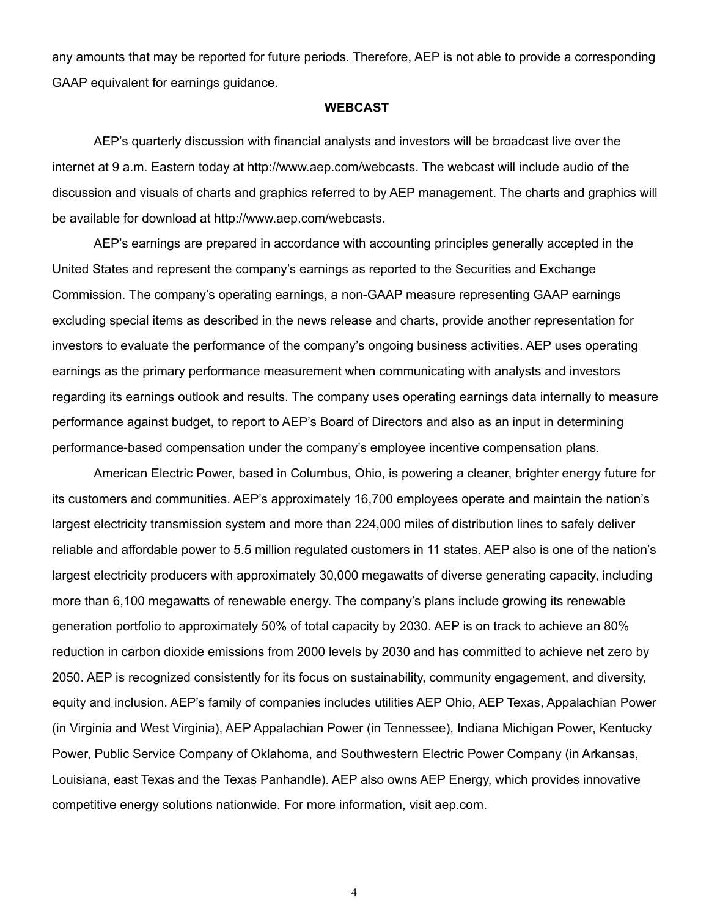any amounts that may be reported for future periods. Therefore, AEP is not able to provide a corresponding GAAP equivalent for earnings guidance.

**WEBCAST**

AEP's quarterly discussion with financial analysts and investors will be broadcast live over the internet at 9 a.m. Eastern today at http://www.aep.com/webcasts. The webcast will include audio of the discussion and visuals of charts and graphics referred to by AEP management. The charts and graphics will be available for download at http://www.aep.com/webcasts.

AEP's earnings are prepared in accordance with accounting principles generally accepted in the United States and represent the company's earnings as reported to the Securities and Exchange Commission. The company's operating earnings, a non-GAAP measure representing GAAP earnings excluding special items as described in the news release and charts, provide another representation for investors to evaluate the performance of the company's ongoing business activities. AEP uses operating earnings as the primary performance measurement when communicating with analysts and investors regarding its earnings outlook and results. The company uses operating earnings data internally to measure performance against budget, to report to AEP's Board of Directors and also as an input in determining performance-based compensation under the company's employee incentive compensation plans.

American Electric Power, based in Columbus, Ohio, is powering a cleaner, brighter energy future for its customers and communities. AEP's approximately 16,700 employees operate and maintain the nation's largest electricity transmission system and more than 224,000 miles of distribution lines to safely deliver reliable and affordable power to 5.5 million regulated customers in 11 states. AEP also is one of the nation's largest electricity producers with approximately 30,000 megawatts of diverse generating capacity, including more than 6,100 megawatts of renewable energy. The company's plans include growing its renewable generation portfolio to approximately 50% of total capacity by 2030. AEP is on track to achieve an 80% reduction in carbon dioxide emissions from 2000 levels by 2030 and has committed to achieve net zero by 2050. AEP is recognized consistently for its focus on sustainability, community engagement, and diversity, equity and inclusion. AEP's family of companies includes utilities AEP Ohio, AEP Texas, Appalachian Power (in Virginia and West Virginia), AEP Appalachian Power (in Tennessee), Indiana Michigan Power, Kentucky Power, Public Service Company of Oklahoma, and Southwestern Electric Power Company (in Arkansas, Louisiana, east Texas and the Texas Panhandle). AEP also owns AEP Energy, which provides innovative competitive energy solutions nationwide. For more information, visit aep.com.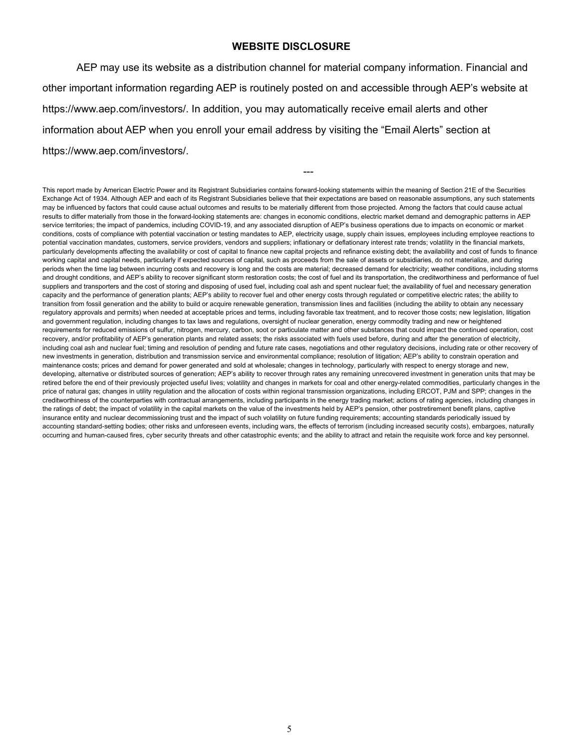## WEBSITE DISCLOSURE

AEP may use its website as a distribution channel for material company information. Financial and other important information regarding AEP is routinely posted on and accessible through AEP's website at https://www.aep.com/investors/. In addition, you may automatically receive email alerts and other information about AEP when you enroll your email address by visiting the "Email Alerts" section at https://www.aep.com/investors/.

---

This report made by American Electric Power and its Registrant Subsidiaries contains forward-looking statements within the meaning of Section 21E of the Securities Exchange Act of 1934. Although AEP and each of its Registrant Subsidiaries believe that their expectations are based on reasonable assumptions, any such statements may be influenced by factors that could cause actual outcomes and results to be materially different from those projected. Among the factors that could cause actual results to differ materially from those in the forward-looking statements are: changes in economic conditions, electric market demand and demographic patterns in AEP service territories; the impact of pandemics, including COVID-19, and any associated disruption of AEP's business operations due to impacts on economic or market conditions, costs of compliance with potential vaccination or testing mandates to AEP, electricity usage, supply chain issues, employees including employee reactions to potential vaccination mandates, customers, service providers, vendors and suppliers; inflationary or deflationary interest rate trends; volatility in the financial markets, particularly developments affecting the availability or cost of capital to finance new capital projects and refinance existing debt; the availability and cost of funds to finance working capital and capital needs, particularly if expected sources of capital, such as proceeds from the sale of assets or subsidiaries, do not materialize, and during periods when the time lag between incurring costs and recovery is long and the costs are material; decreased demand for electricity; weather conditions, including storms and drought conditions, and AEP's ability to recover significant storm restoration costs; the cost of fuel and its transportation, the creditworthiness and performance of fuel suppliers and transporters and the cost of storing and disposing of used fuel, including coal ash and spent nuclear fuel; the availability of fuel and necessary generation capacity and the performance of generation plants; AEP's ability to recover fuel and other energy costs through regulated or competitive electric rates; the ability to transition from fossil generation and the ability to build or acquire renewable generation, transmission lines and facilities (including the ability to obtain any necessary regulatory approvals and permits) when needed at acceptable prices and terms, including favorable tax treatment, and to recover those costs; new legislation, litigation and government regulation, including changes to tax laws and regulations, oversight of nuclear generation, energy commodity trading and new or heightened requirements for reduced emissions of sulfur, nitrogen, mercury, carbon, soot or particulate matter and other substances that could impact the continued operation, cost recovery, and/or profitability of AEP's generation plants and related assets; the risks associated with fuels used before, during and after the generation of electricity, including coal ash and nuclear fuel; timing and resolution of pending and future rate cases, negotiations and other regulatory decisions, including rate or other recovery of new investments in generation, distribution and transmission service and environmental compliance; resolution of litigation; AEP's ability to constrain operation and maintenance costs; prices and demand for power generated and sold at wholesale; changes in technology, particularly with respect to energy storage and new, developing, alternative or distributed sources of generation; AEP's ability to recover through rates any remaining unrecovered investment in generation units that may be retired before the end of their previously projected useful lives; volatility and changes in markets for coal and other energy-related commodities, particularly changes in the price of natural gas; changes in utility regulation and the allocation of costs within regional transmission organizations, including ERCOT, PJM and SPP; changes in the creditworthiness of the counterparties with contractual arrangements, including participants in the energy trading market; actions of rating agencies, including changes in the ratings of debt; the impact of volatility in the capital markets on the value of the investments held by AEP's pension, other postretirement benefit plans, captive insurance entity and nuclear decommissioning trust and the impact of such volatility on future funding requirements; accounting standards periodically issued by accounting standard-setting bodies; other risks and unforeseen events, including wars, the effects of terrorism (including increased security costs), embargoes, naturally occurring and human-caused fires, cyber security threats and other catastrophic events; and the ability to attract and retain the requisite work force and key personnel.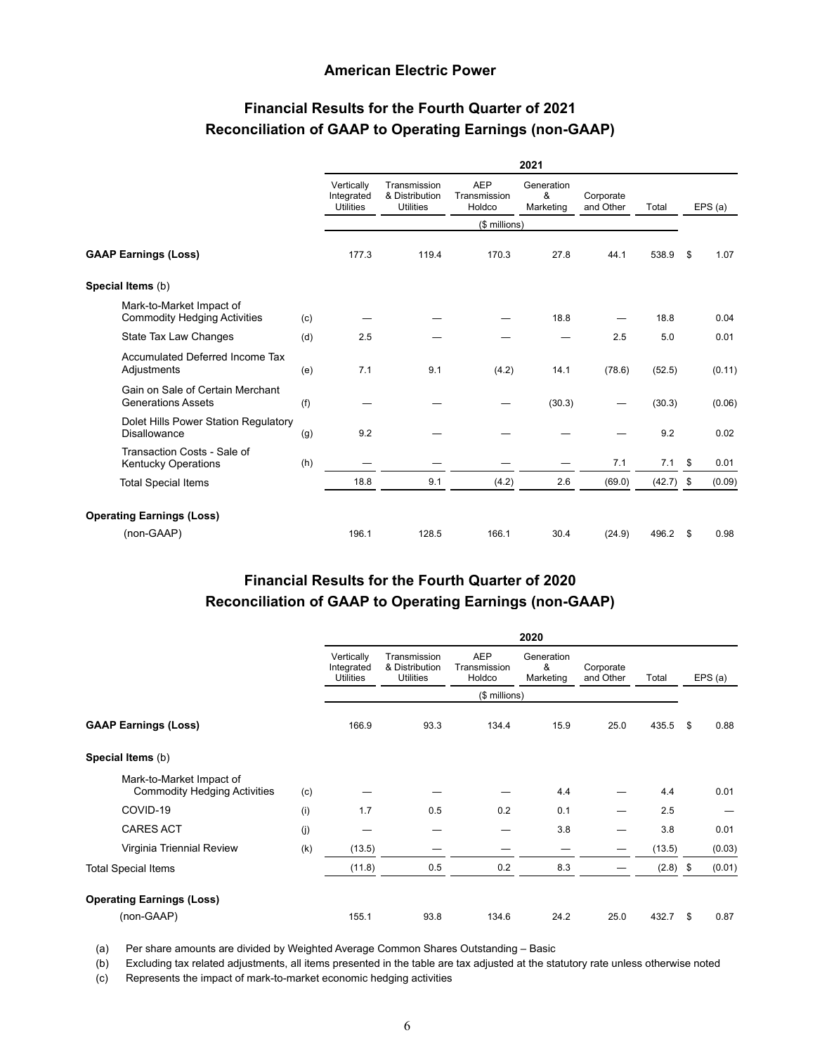## American Electric Power

## Financial Results for the Fourth Quarter of 2021
## Reconciliation of GAAP to Operating Earnings (non-GAAP)

| | | 2021 | | | | | | |
|---|---|---|---|---|---|---|---|---|
| | | Vertically Integrated Utilities | Transmission & Distribution Utilities | AEP Transmission Holdco | Generation & Marketing | Corporate and Other | Total | EPS (a) |
| | | | | ($ millions) | | | | |
| **GAAP Earnings (Loss)** | | 177.3 | 119.4 | 170.3 | 27.8 | 44.1 | 538.9 | $ 1.07 |
| **Special Items** (b) | | | | | | | | |
| Mark-to-Market Impact of Commodity Hedging Activities | (c) | — | — | — | 18.8 | — | 18.8 | 0.04 |
| State Tax Law Changes | (d) | 2.5 | — | — | — | 2.5 | 5.0 | 0.01 |
| Accumulated Deferred Income Tax Adjustments | (e) | 7.1 | 9.1 | (4.2) | 14.1 | (78.6) | (52.5) | (0.11) |
| Gain on Sale of Certain Merchant Generations Assets | (f) | — | — | — | (30.3) | — | (30.3) | (0.06) |
| Dolet Hills Power Station Regulatory Disallowance | (g) | 9.2 | — | — | — | — | 9.2 | 0.02 |
| Transaction Costs - Sale of Kentucky Operations | (h) | — | — | — | — | 7.1 | 7.1 | $ 0.01 |
| Total Special Items | | 18.8 | 9.1 | (4.2) | 2.6 | (69.0) | (42.7) | $ (0.09) |
| **Operating Earnings (Loss)** (non-GAAP) | | 196.1 | 128.5 | 166.1 | 30.4 | (24.9) | 496.2 | $ 0.98 |

## Financial Results for the Fourth Quarter of 2020
## Reconciliation of GAAP to Operating Earnings (non-GAAP)

| | | 2020 | | | | | | |
|---|---|---|---|---|---|---|---|---|
| | | Vertically Integrated Utilities | Transmission & Distribution Utilities | AEP Transmission Holdco | Generation & Marketing | Corporate and Other | Total | EPS (a) |
| | | | | ($ millions) | | | | |
| **GAAP Earnings (Loss)** | | 166.9 | 93.3 | 134.4 | 15.9 | 25.0 | 435.5 | $ 0.88 |
| **Special Items** (b) | | | | | | | | |
| Mark-to-Market Impact of Commodity Hedging Activities | (c) | — | — | — | 4.4 | — | 4.4 | 0.01 |
| COVID-19 | (i) | 1.7 | 0.5 | 0.2 | 0.1 | — | 2.5 | — |
| CARES ACT | (j) | — | — | — | 3.8 | — | 3.8 | 0.01 |
| Virginia Triennial Review | (k) | (13.5) | — | — | — | — | (13.5) | (0.03) |
| Total Special Items | | (11.8) | 0.5 | 0.2 | 8.3 | — | (2.8) | $ (0.01) |
| **Operating Earnings (Loss)** (non-GAAP) | | 155.1 | 93.8 | 134.6 | 24.2 | 25.0 | 432.7 | $ 0.87 |

(a) Per share amounts are divided by Weighted Average Common Shares Outstanding – Basic

(b) Excluding tax related adjustments, all items presented in the table are tax adjusted at the statutory rate unless otherwise noted

(c) Represents the impact of mark-to-market economic hedging activities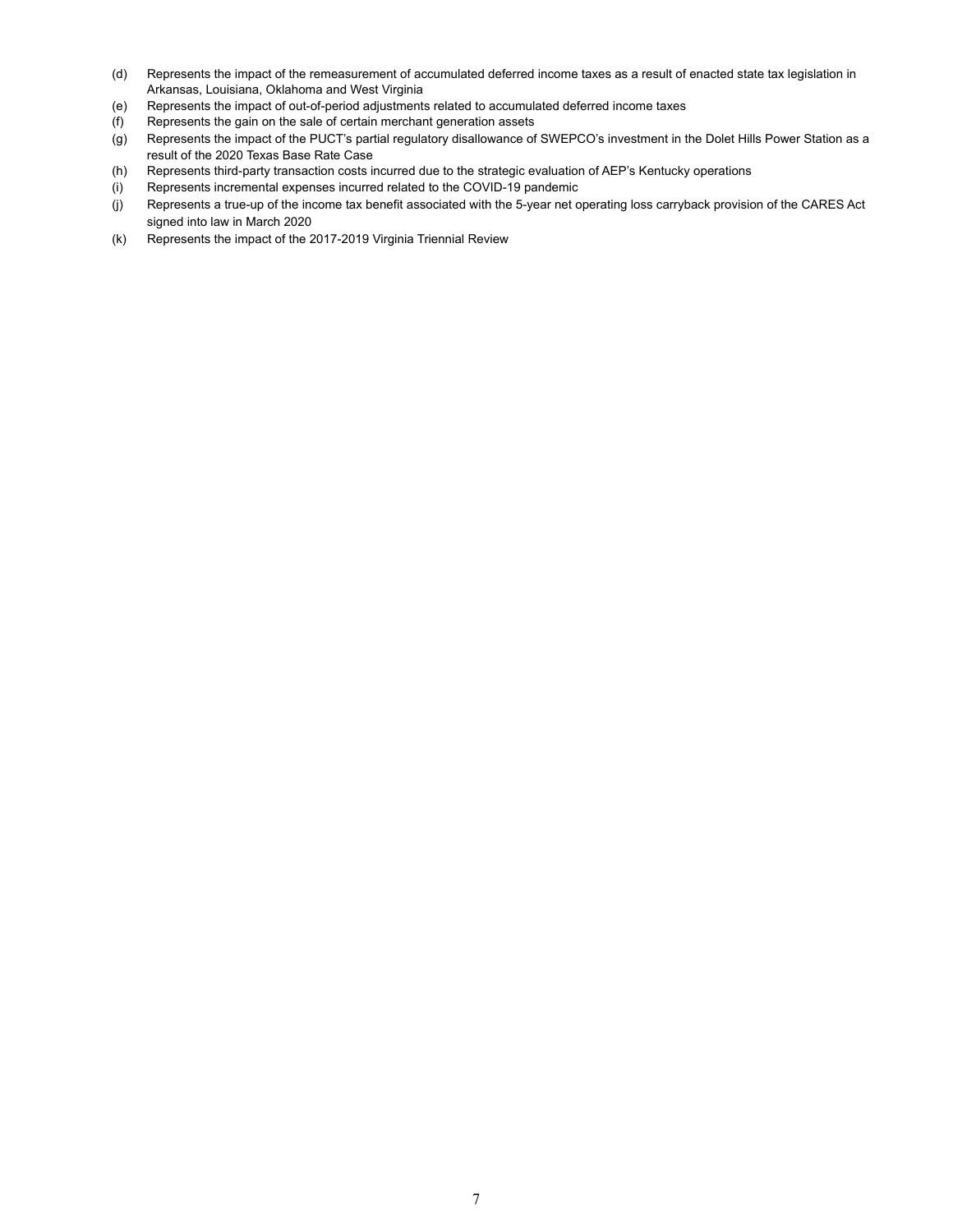(d) Represents the impact of the remeasurement of accumulated deferred income taxes as a result of enacted state tax legislation in Arkansas, Louisiana, Oklahoma and West Virginia

(e) Represents the impact of out-of-period adjustments related to accumulated deferred income taxes

(f) Represents the gain on the sale of certain merchant generation assets

(g) Represents the impact of the PUCT's partial regulatory disallowance of SWEPCO's investment in the Dolet Hills Power Station as a result of the 2020 Texas Base Rate Case

(h) Represents third-party transaction costs incurred due to the strategic evaluation of AEP's Kentucky operations

(i) Represents incremental expenses incurred related to the COVID-19 pandemic

(j) Represents a true-up of the income tax benefit associated with the 5-year net operating loss carryback provision of the CARES Act signed into law in March 2020

(k) Represents the impact of the 2017-2019 Virginia Triennial Review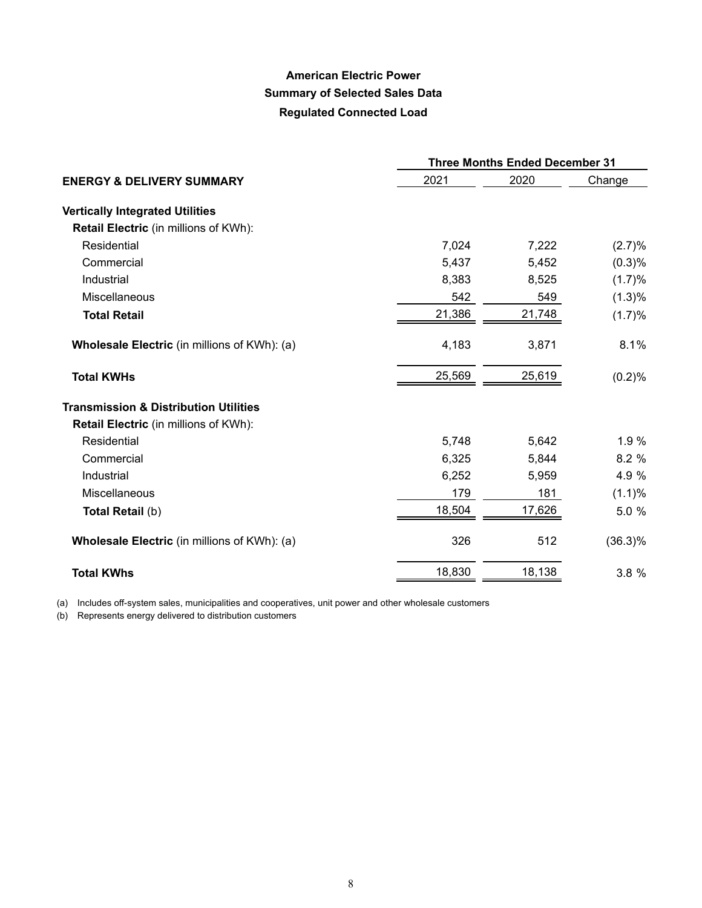**American Electric Power**

**Summary of Selected Sales Data**

**Regulated Connected Load**

| | Three Months Ended December 31 | | |
|---|---|---|---|
| **ENERGY & DELIVERY SUMMARY** | 2021 | 2020 | Change |
| **Vertically Integrated Utilities** | | | |
| **Retail Electric** (in millions of KWh): | | | |
| Residential | 7,024 | 7,222 | (2.7)% |
| Commercial | 5,437 | 5,452 | (0.3)% |
| Industrial | 8,383 | 8,525 | (1.7)% |
| Miscellaneous | 542 | 549 | (1.3)% |
| **Total Retail** | 21,386 | 21,748 | (1.7)% |
| **Wholesale Electric** (in millions of KWh): (a) | 4,183 | 3,871 | 8.1% |
| **Total KWHs** | 25,569 | 25,619 | (0.2)% |
| **Transmission & Distribution Utilities** | | | |
| **Retail Electric** (in millions of KWh): | | | |
| Residential | 5,748 | 5,642 | 1.9 % |
| Commercial | 6,325 | 5,844 | 8.2 % |
| Industrial | 6,252 | 5,959 | 4.9 % |
| Miscellaneous | 179 | 181 | (1.1)% |
| **Total Retail** (b) | 18,504 | 17,626 | 5.0 % |
| **Wholesale Electric** (in millions of KWh): (a) | 326 | 512 | (36.3)% |
| **Total KWHs** | 18,830 | 18,138 | 3.8 % |

(a) Includes off-system sales, municipalities and cooperatives, unit power and other wholesale customers

(b) Represents energy delivered to distribution customers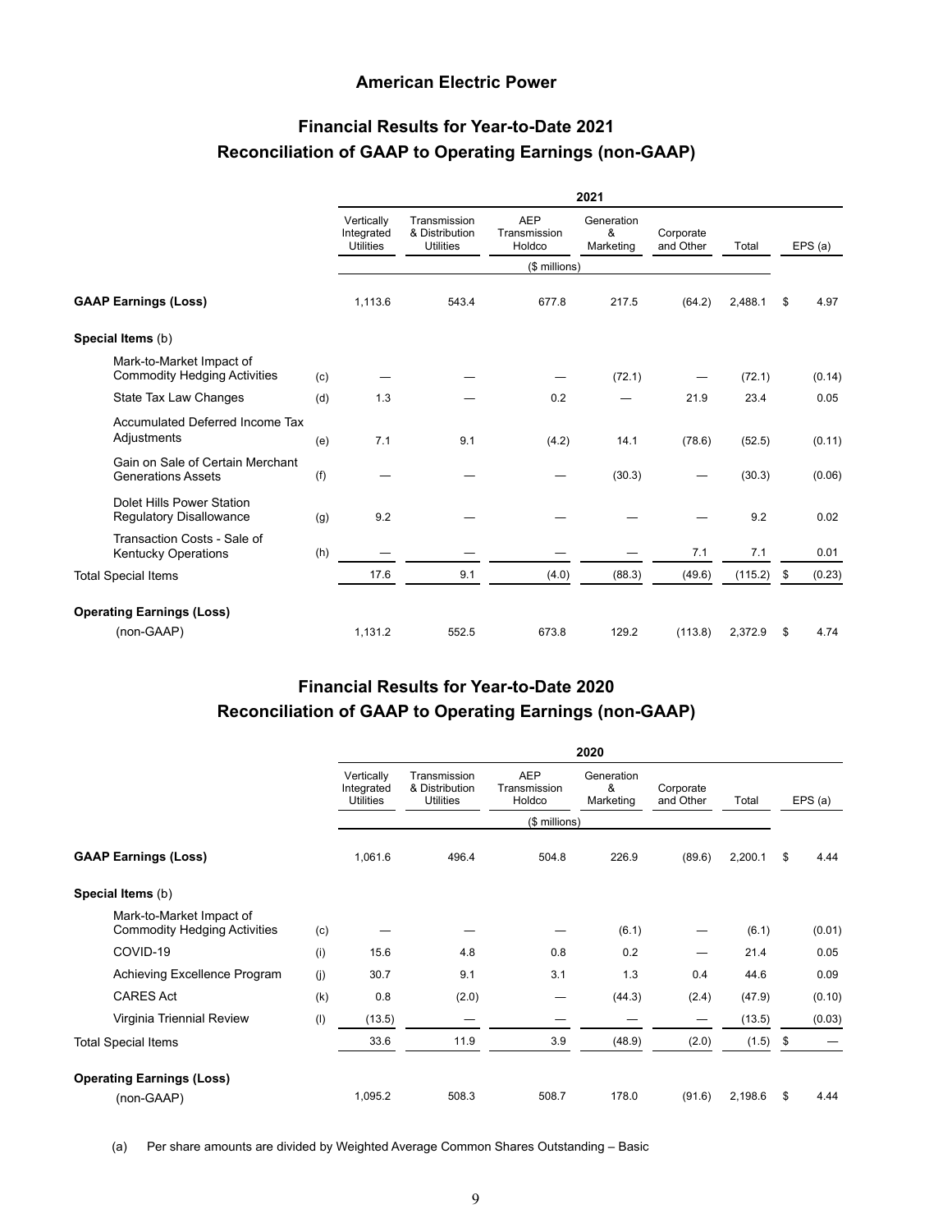## American Electric Power

### Financial Results for Year-to-Date 2021
### Reconciliation of GAAP to Operating Earnings (non-GAAP)

| | | 2021 | | | | | | |
|---|---|---|---|---|---|---|---|---|
| | | Vertically Integrated Utilities | Transmission & Distribution Utilities | AEP Transmission Holdco | Generation & Marketing | Corporate and Other | Total | EPS (a) |
| | | | | ($ millions) | | | | |
| **GAAP Earnings (Loss)** | | 1,113.6 | 543.4 | 677.8 | 217.5 | (64.2) | 2,488.1 | $ 4.97 |
| **Special Items** (b) | | | | | | | | |
| Mark-to-Market Impact of Commodity Hedging Activities | (c) | — | — | — | (72.1) | — | (72.1) | (0.14) |
| State Tax Law Changes | (d) | 1.3 | — | 0.2 | — | 21.9 | 23.4 | 0.05 |
| Accumulated Deferred Income Tax Adjustments | (e) | 7.1 | 9.1 | (4.2) | 14.1 | (78.6) | (52.5) | (0.11) |
| Gain on Sale of Certain Merchant Generations Assets | (f) | — | — | — | (30.3) | — | (30.3) | (0.06) |
| Dolet Hills Power Station Regulatory Disallowance | (g) | 9.2 | — | — | — | — | 9.2 | 0.02 |
| Transaction Costs - Sale of Kentucky Operations | (h) | — | — | — | — | 7.1 | 7.1 | 0.01 |
| Total Special Items | | 17.6 | 9.1 | (4.0) | (88.3) | (49.6) | (115.2) | $ (0.23) |
| **Operating Earnings (Loss)** (non-GAAP) | | 1,131.2 | 552.5 | 673.8 | 129.2 | (113.8) | 2,372.9 | $ 4.74 |

### Financial Results for Year-to-Date 2020
### Reconciliation of GAAP to Operating Earnings (non-GAAP)

| | | 2020 | | | | | | |
|---|---|---|---|---|---|---|---|---|
| | | Vertically Integrated Utilities | Transmission & Distribution Utilities | AEP Transmission Holdco | Generation & Marketing | Corporate and Other | Total | EPS (a) |
| | | | | ($ millions) | | | | |
| **GAAP Earnings (Loss)** | | 1,061.6 | 496.4 | 504.8 | 226.9 | (89.6) | 2,200.1 | $ 4.44 |
| **Special Items** (b) | | | | | | | | |
| Mark-to-Market Impact of Commodity Hedging Activities | (c) | — | — | — | (6.1) | — | (6.1) | (0.01) |
| COVID-19 | (i) | 15.6 | 4.8 | 0.8 | 0.2 | — | 21.4 | 0.05 |
| Achieving Excellence Program | (j) | 30.7 | 9.1 | 3.1 | 1.3 | 0.4 | 44.6 | 0.09 |
| CARES Act | (k) | 0.8 | (2.0) | — | (44.3) | (2.4) | (47.9) | (0.10) |
| Virginia Triennial Review | (l) | (13.5) | — | — | — | — | (13.5) | (0.03) |
| Total Special Items | | 33.6 | 11.9 | 3.9 | (48.9) | (2.0) | (1.5) | $ — |
| **Operating Earnings (Loss)** (non-GAAP) | | 1,095.2 | 508.3 | 508.7 | 178.0 | (91.6) | 2,198.6 | $ 4.44 |

(a) Per share amounts are divided by Weighted Average Common Shares Outstanding – Basic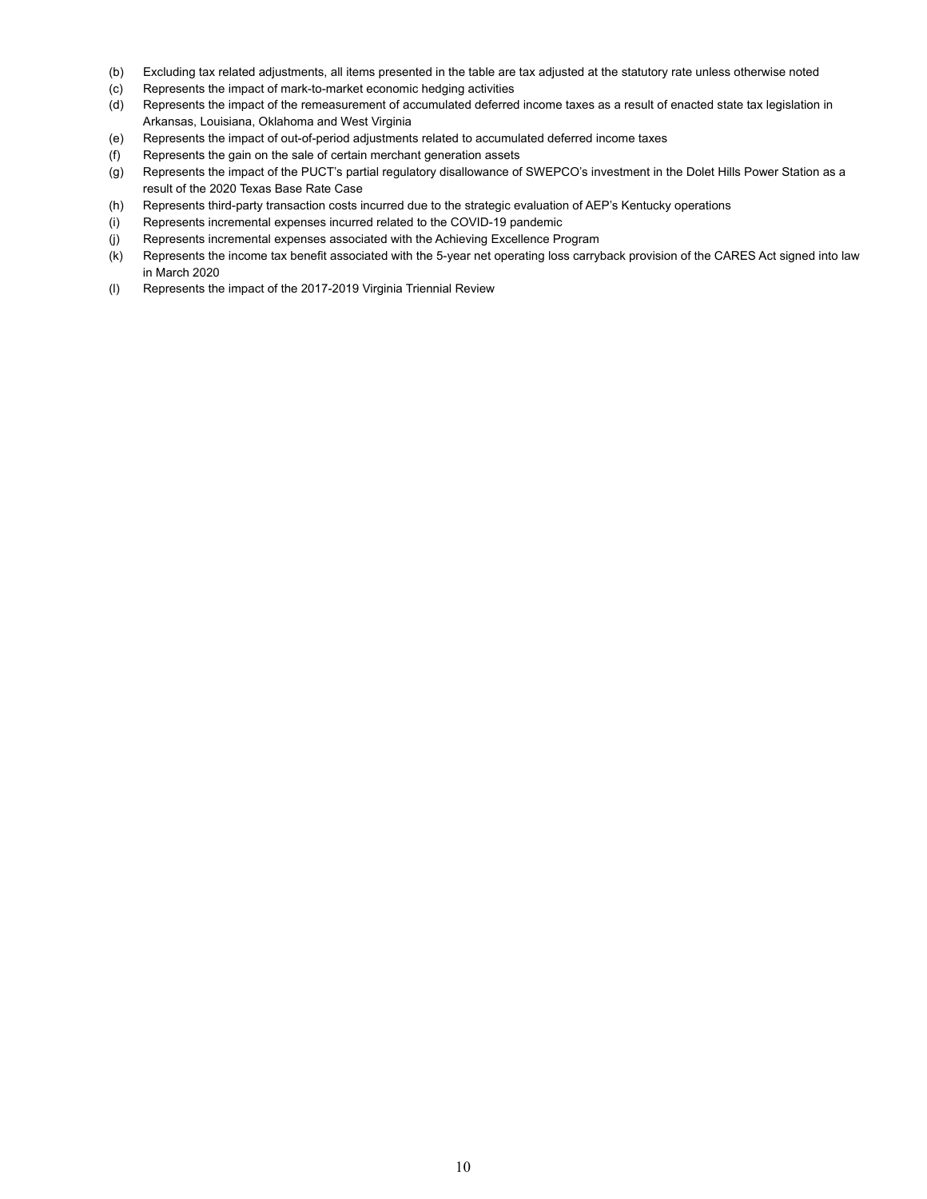(b) Excluding tax related adjustments, all items presented in the table are tax adjusted at the statutory rate unless otherwise noted
(c) Represents the impact of mark-to-market economic hedging activities
(d) Represents the impact of the remeasurement of accumulated deferred income taxes as a result of enacted state tax legislation in Arkansas, Louisiana, Oklahoma and West Virginia
(e) Represents the impact of out-of-period adjustments related to accumulated deferred income taxes
(f) Represents the gain on the sale of certain merchant generation assets
(g) Represents the impact of the PUCT's partial regulatory disallowance of SWEPCO's investment in the Dolet Hills Power Station as a result of the 2020 Texas Base Rate Case
(h) Represents third-party transaction costs incurred due to the strategic evaluation of AEP's Kentucky operations
(i) Represents incremental expenses incurred related to the COVID-19 pandemic
(j) Represents incremental expenses associated with the Achieving Excellence Program
(k) Represents the income tax benefit associated with the 5-year net operating loss carryback provision of the CARES Act signed into law in March 2020
(l) Represents the impact of the 2017-2019 Virginia Triennial Review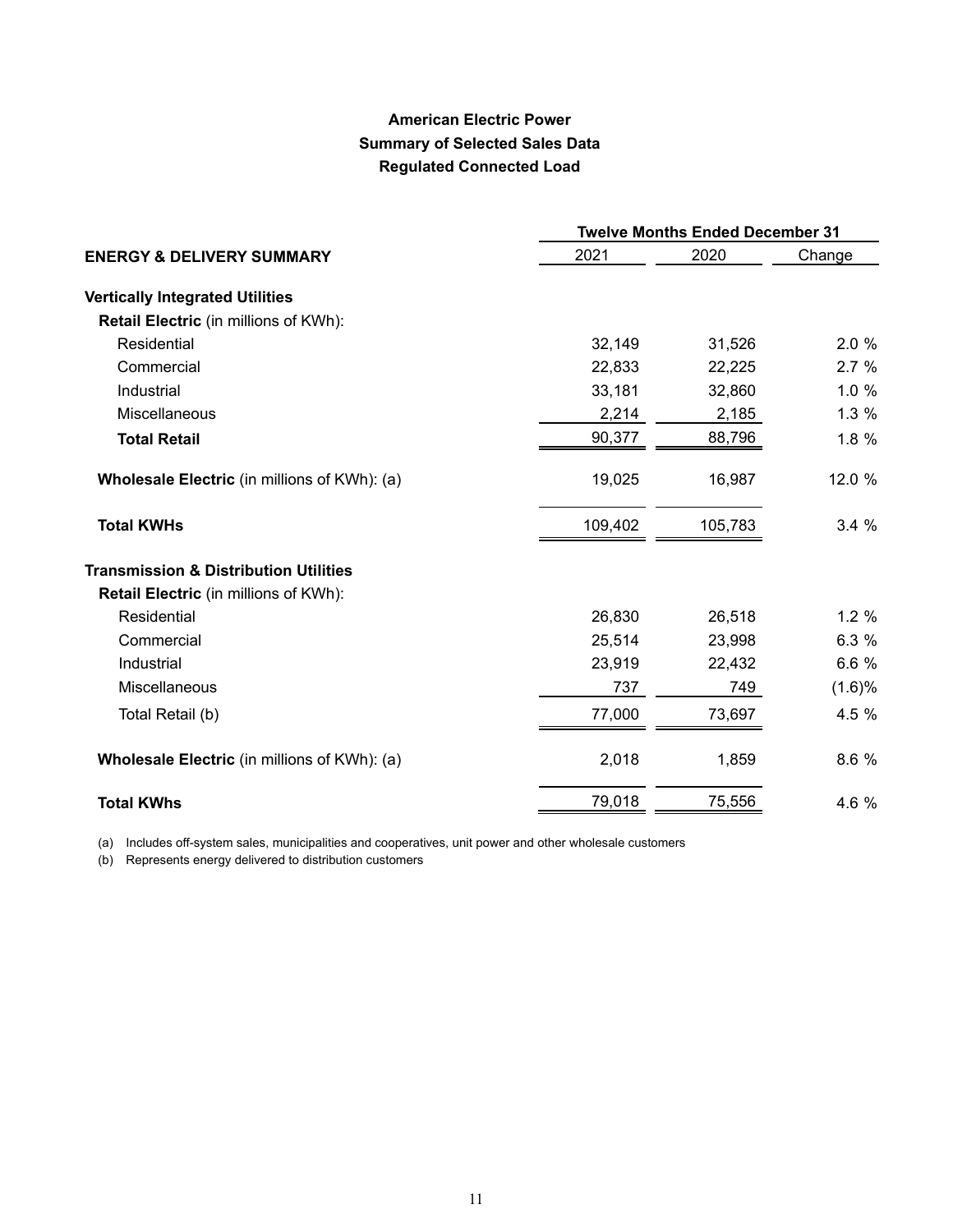# American Electric Power
## Summary of Selected Sales Data
## Regulated Connected Load

| | Twelve Months Ended December 31 | | |
|---|---|---|---|
| **ENERGY & DELIVERY SUMMARY** | 2021 | 2020 | Change |
| **Vertically Integrated Utilities** | | | |
| **Retail Electric** (in millions of KWh): | | | |
| Residential | 32,149 | 31,526 | 2.0 % |
| Commercial | 22,833 | 22,225 | 2.7 % |
| Industrial | 33,181 | 32,860 | 1.0 % |
| Miscellaneous | 2,214 | 2,185 | 1.3 % |
| **Total Retail** | 90,377 | 88,796 | 1.8 % |
| **Wholesale Electric** (in millions of KWh): (a) | 19,025 | 16,987 | 12.0 % |
| **Total KWHs** | 109,402 | 105,783 | 3.4 % |
| **Transmission & Distribution Utilities** | | | |
| **Retail Electric** (in millions of KWh): | | | |
| Residential | 26,830 | 26,518 | 1.2 % |
| Commercial | 25,514 | 23,998 | 6.3 % |
| Industrial | 23,919 | 22,432 | 6.6 % |
| Miscellaneous | 737 | 749 | (1.6)% |
| Total Retail (b) | 77,000 | 73,697 | 4.5 % |
| **Wholesale Electric** (in millions of KWh): (a) | 2,018 | 1,859 | 8.6 % |
| **Total KWhs** | 79,018 | 75,556 | 4.6 % |

(a) Includes off-system sales, municipalities and cooperatives, unit power and other wholesale customers

(b) Represents energy delivered to distribution customers